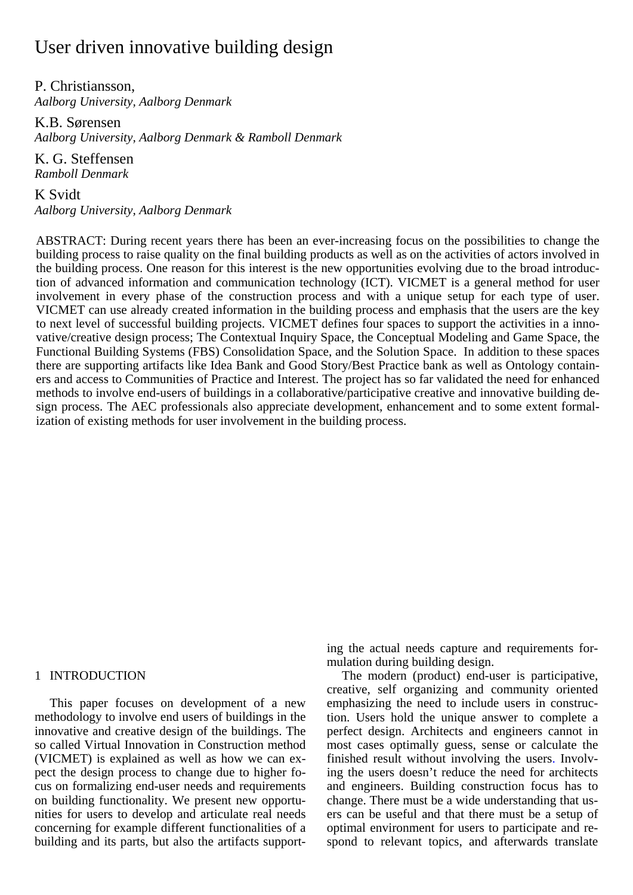# User driven innovative building design

P. Christiansson,
*Aalborg University, Aalborg Denmark*

K.B. Sørensen
*Aalborg University, Aalborg Denmark & Ramboll Denmark*

K. G. Steffensen
*Ramboll Denmark*

K Svidt
*Aalborg University, Aalborg Denmark*

ABSTRACT: During recent years there has been an ever-increasing focus on the possibilities to change the building process to raise quality on the final building products as well as on the activities of actors involved in the building process. One reason for this interest is the new opportunities evolving due to the broad introduction of advanced information and communication technology (ICT). VICMET is a general method for user involvement in every phase of the construction process and with a unique setup for each type of user. VICMET can use already created information in the building process and emphasis that the users are the key to next level of successful building projects. VICMET defines four spaces to support the activities in a innovative/creative design process; The Contextual Inquiry Space, the Conceptual Modeling and Game Space, the Functional Building Systems (FBS) Consolidation Space, and the Solution Space. In addition to these spaces there are supporting artifacts like Idea Bank and Good Story/Best Practice bank as well as Ontology containers and access to Communities of Practice and Interest. The project has so far validated the need for enhanced methods to involve end-users of buildings in a collaborative/participative creative and innovative building design process. The AEC professionals also appreciate development, enhancement and to some extent formalization of existing methods for user involvement in the building process.

## 1 INTRODUCTION

This paper focuses on development of a new methodology to involve end users of buildings in the innovative and creative design of the buildings. The so called Virtual Innovation in Construction method (VICMET) is explained as well as how we can expect the design process to change due to higher focus on formalizing end-user needs and requirements on building functionality. We present new opportunities for users to develop and articulate real needs concerning for example different functionalities of a building and its parts, but also the artifacts supporting the actual needs capture and requirements formulation during building design.

The modern (product) end-user is participative, creative, self organizing and community oriented emphasizing the need to include users in construction. Users hold the unique answer to complete a perfect design. Architects and engineers cannot in most cases optimally guess, sense or calculate the finished result without involving the users. Involving the users doesn't reduce the need for architects and engineers. Building construction focus has to change. There must be a wide understanding that users can be useful and that there must be a setup of optimal environment for users to participate and respond to relevant topics, and afterwards translate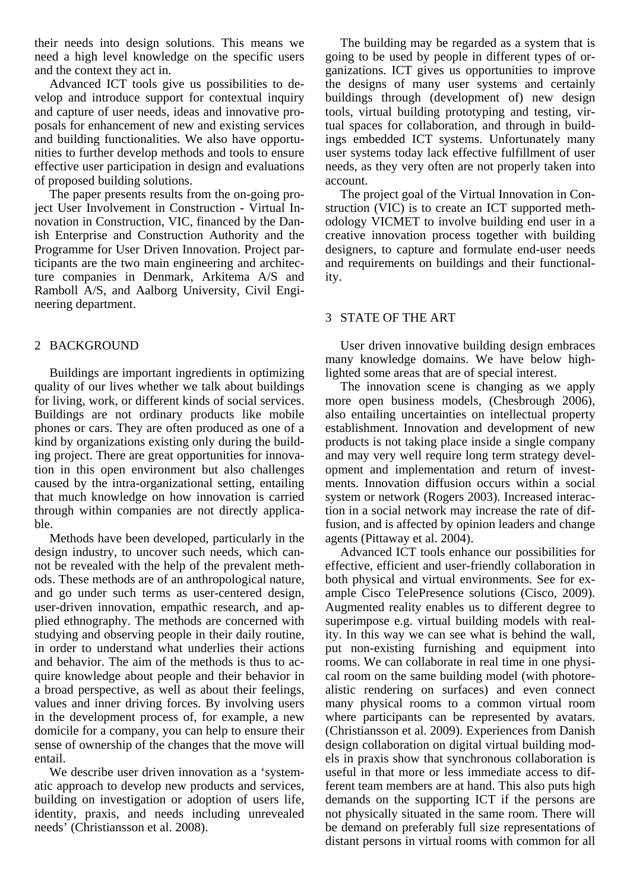their needs into design solutions. This means we need a high level knowledge on the specific users and the context they act in.

Advanced ICT tools give us possibilities to develop and introduce support for contextual inquiry and capture of user needs, ideas and innovative proposals for enhancement of new and existing services and building functionalities. We also have opportunities to further develop methods and tools to ensure effective user participation in design and evaluations of proposed building solutions.

The paper presents results from the on-going project User Involvement in Construction - Virtual Innovation in Construction, VIC, financed by the Danish Enterprise and Construction Authority and the Programme for User Driven Innovation. Project participants are the two main engineering and architecture companies in Denmark, Arkitema A/S and Ramboll A/S, and Aalborg University, Civil Engineering department.

## 2 BACKGROUND

Buildings are important ingredients in optimizing quality of our lives whether we talk about buildings for living, work, or different kinds of social services. Buildings are not ordinary products like mobile phones or cars. They are often produced as one of a kind by organizations existing only during the building project. There are great opportunities for innovation in this open environment but also challenges caused by the intra-organizational setting, entailing that much knowledge on how innovation is carried through within companies are not directly applicable.

Methods have been developed, particularly in the design industry, to uncover such needs, which cannot be revealed with the help of the prevalent methods. These methods are of an anthropological nature, and go under such terms as user-centered design, user-driven innovation, empathic research, and applied ethnography. The methods are concerned with studying and observing people in their daily routine, in order to understand what underlies their actions and behavior. The aim of the methods is thus to acquire knowledge about people and their behavior in a broad perspective, as well as about their feelings, values and inner driving forces. By involving users in the development process of, for example, a new domicile for a company, you can help to ensure their sense of ownership of the changes that the move will entail.

We describe user driven innovation as a 'systematic approach to develop new products and services, building on investigation or adoption of users life, identity, praxis, and needs including unrevealed needs' (Christiansson et al. 2008).

The building may be regarded as a system that is going to be used by people in different types of organizations. ICT gives us opportunities to improve the designs of many user systems and certainly buildings through (development of) new design tools, virtual building prototyping and testing, virtual spaces for collaboration, and through in buildings embedded ICT systems. Unfortunately many user systems today lack effective fulfillment of user needs, as they very often are not properly taken into account.

The project goal of the Virtual Innovation in Construction (VIC) is to create an ICT supported methodology VICMET to involve building end user in a creative innovation process together with building designers, to capture and formulate end-user needs and requirements on buildings and their functionality.

## 3 STATE OF THE ART

User driven innovative building design embraces many knowledge domains. We have below highlighted some areas that are of special interest.

The innovation scene is changing as we apply more open business models, (Chesbrough 2006), also entailing uncertainties on intellectual property establishment. Innovation and development of new products is not taking place inside a single company and may very well require long term strategy development and implementation and return of investments. Innovation diffusion occurs within a social system or network (Rogers 2003). Increased interaction in a social network may increase the rate of diffusion, and is affected by opinion leaders and change agents (Pittaway et al. 2004).

Advanced ICT tools enhance our possibilities for effective, efficient and user-friendly collaboration in both physical and virtual environments. See for example Cisco TelePresence solutions (Cisco, 2009). Augmented reality enables us to different degree to superimpose e.g. virtual building models with reality. In this way we can see what is behind the wall, put non-existing furnishing and equipment into rooms. We can collaborate in real time in one physical room on the same building model (with photorealistic rendering on surfaces) and even connect many physical rooms to a common virtual room where participants can be represented by avatars. (Christiansson et al. 2009). Experiences from Danish design collaboration on digital virtual building models in praxis show that synchronous collaboration is useful in that more or less immediate access to different team members are at hand. This also puts high demands on the supporting ICT if the persons are not physically situated in the same room. There will be demand on preferably full size representations of distant persons in virtual rooms with common for all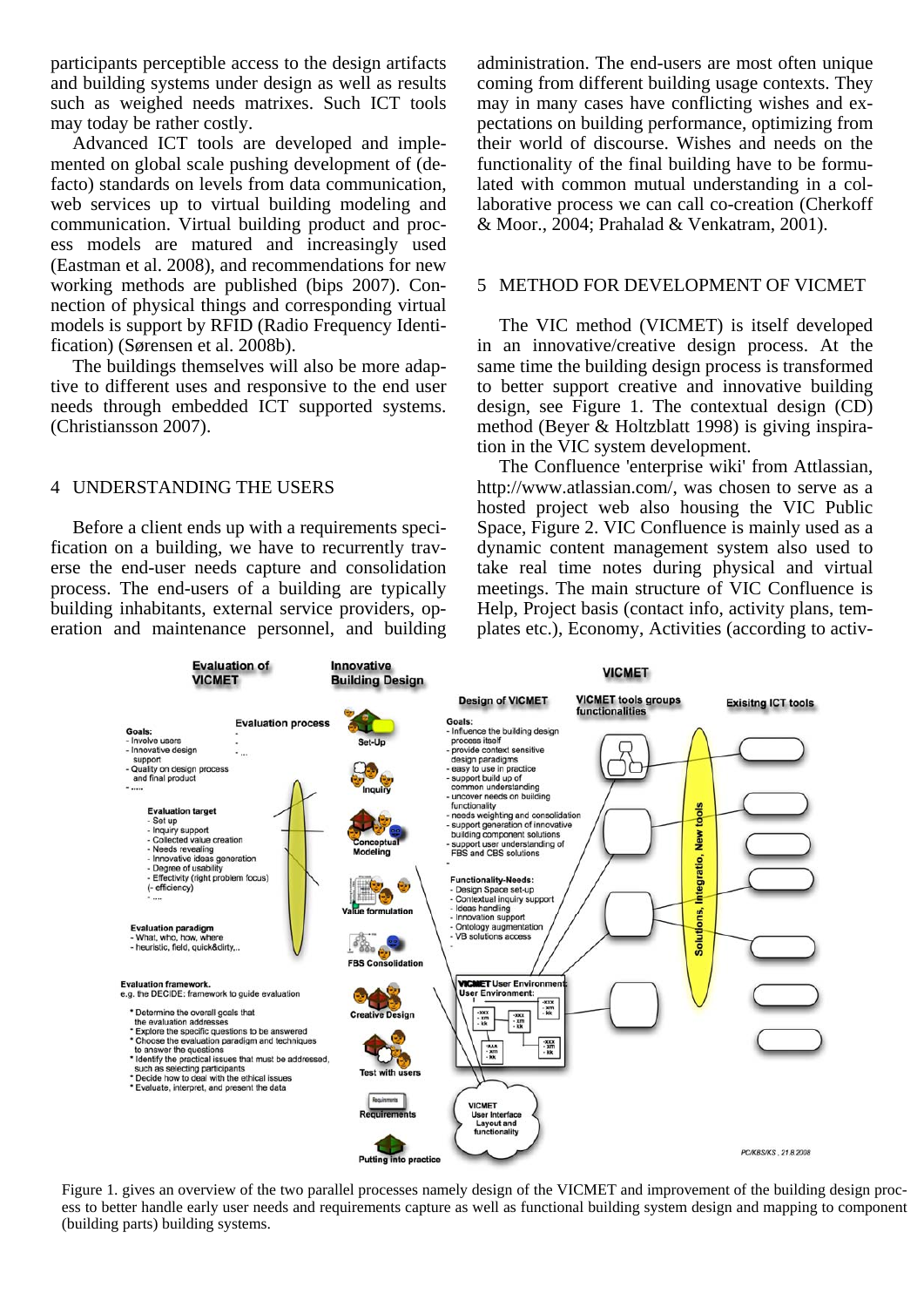participants perceptible access to the design artifacts and building systems under design as well as results such as weighed needs matrixes. Such ICT tools may today be rather costly.

Advanced ICT tools are developed and implemented on global scale pushing development of (de-facto) standards on levels from data communication, web services up to virtual building modeling and communication. Virtual building product and process models are matured and increasingly used (Eastman et al. 2008), and recommendations for new working methods are published (bips 2007). Connection of physical things and corresponding virtual models is support by RFID (Radio Frequency Identification) (Sørensen et al. 2008b).

The buildings themselves will also be more adaptive to different uses and responsive to the end user needs through embedded ICT supported systems. (Christiansson 2007).

## 4 UNDERSTANDING THE USERS

Before a client ends up with a requirements specification on a building, we have to recurrently traverse the end-user needs capture and consolidation process. The end-users of a building are typically building inhabitants, external service providers, operation and maintenance personnel, and building administration. The end-users are most often unique coming from different building usage contexts. They may in many cases have conflicting wishes and expectations on building performance, optimizing from their world of discourse. Wishes and needs on the functionality of the final building have to be formulated with common mutual understanding in a collaborative process we can call co-creation (Cherkoff & Moor., 2004; Prahalad & Venkatram, 2001).

## 5 METHOD FOR DEVELOPMENT OF VICMET

The VIC method (VICMET) is itself developed in an innovative/creative design process. At the same time the building design process is transformed to better support creative and innovative building design, see Figure 1. The contextual design (CD) method (Beyer & Holtzblatt 1998) is giving inspiration in the VIC system development.

The Confluence 'enterprise wiki' from Attlassian, http://www.atlassian.com/, was chosen to serve as a hosted project web also housing the VIC Public Space, Figure 2. VIC Confluence is mainly used as a dynamic content management system also used to take real time notes during physical and virtual meetings. The main structure of VIC Confluence is Help, Project basis (contact info, activity plans, templates etc.), Economy, Activities (according to activ-

Figure 1. gives an overview of the two parallel processes namely design of the VICMET and improvement of the building design process to better handle early user needs and requirements capture as well as functional building system design and mapping to component (building parts) building systems.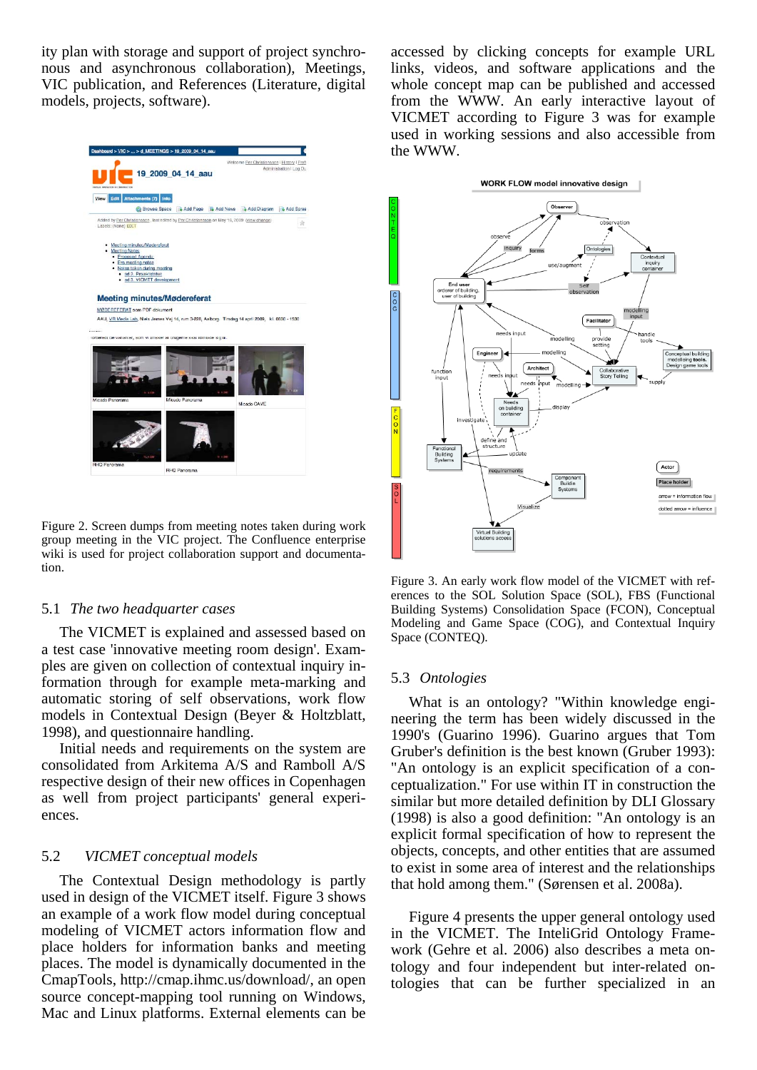ity plan with storage and support of project synchronous and asynchronous collaboration), Meetings, VIC publication, and References (Literature, digital models, projects, software).

Figure 2. Screen dumps from meeting notes taken during work group meeting in the VIC project. The Confluence enterprise wiki is used for project collaboration support and documentation.

### 5.1 *The two headquarter cases*

The VICMET is explained and assessed based on a test case 'innovative meeting room design'. Examples are given on collection of contextual inquiry information through for example meta-marking and automatic storing of self observations, work flow models in Contextual Design (Beyer & Holtzblatt, 1998), and questionnaire handling.

Initial needs and requirements on the system are consolidated from Arkitema A/S and Ramboll A/S respective design of their new offices in Copenhagen as well from project participants' general experiences.

### 5.2 *VICMET conceptual models*

The Contextual Design methodology is partly used in design of the VICMET itself. Figure 3 shows an example of a work flow model during conceptual modeling of VICMET actors information flow and place holders for information banks and meeting places. The model is dynamically documented in the CmapTools, http://cmap.ihmc.us/download/, an open source concept-mapping tool running on Windows, Mac and Linux platforms. External elements can be accessed by clicking concepts for example URL links, videos, and software applications and the whole concept map can be published and accessed from the WWW. An early interactive layout of VICMET according to Figure 3 was for example used in working sessions and also accessible from the WWW.

Figure 3. An early work flow model of the VICMET with references to the SOL Solution Space (SOL), FBS (Functional Building Systems) Consolidation Space (FCON), Conceptual Modeling and Game Space (COG), and Contextual Inquiry Space (CONTEQ).

### 5.3 *Ontologies*

What is an ontology? "Within knowledge engineering the term has been widely discussed in the 1990's (Guarino 1996). Guarino argues that Tom Gruber's definition is the best known (Gruber 1993): "An ontology is an explicit specification of a conceptualization." For use within IT in construction the similar but more detailed definition by DLI Glossary (1998) is also a good definition: "An ontology is an explicit formal specification of how to represent the objects, concepts, and other entities that are assumed to exist in some area of interest and the relationships that hold among them." (Sørensen et al. 2008a).

Figure 4 presents the upper general ontology used in the VICMET. The InteliGrid Ontology Framework (Gehre et al. 2006) also describes a meta ontology and four independent but inter-related ontologies that can be further specialized in an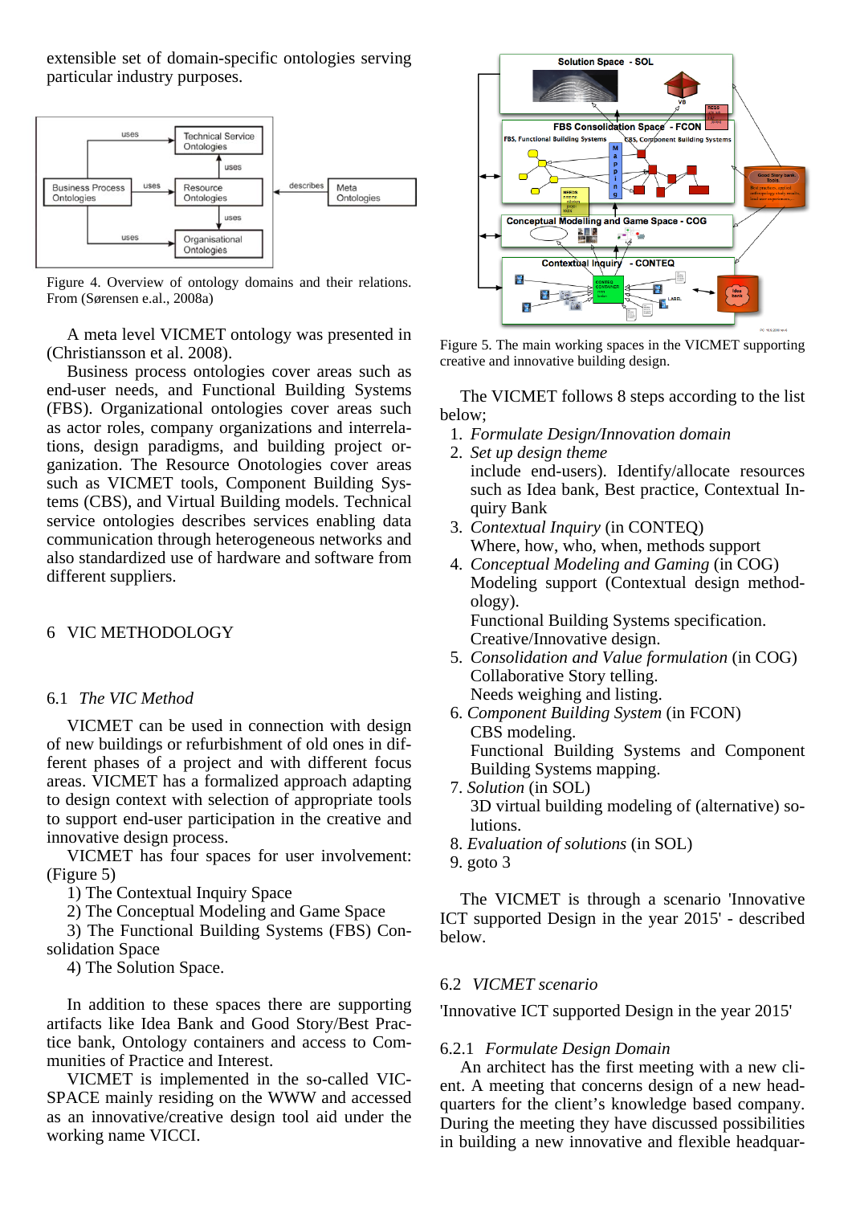extensible set of domain-specific ontologies serving particular industry purposes.

Figure 4. Overview of ontology domains and their relations. From (Sørensen e.al., 2008a)

A meta level VICMET ontology was presented in (Christiansson et al. 2008).

Business process ontologies cover areas such as end-user needs, and Functional Building Systems (FBS). Organizational ontologies cover areas such as actor roles, company organizations and interrelations, design paradigms, and building project organization. The Resource Onotologies cover areas such as VICMET tools, Component Building Systems (CBS), and Virtual Building models. Technical service ontologies describes services enabling data communication through heterogeneous networks and also standardized use of hardware and software from different suppliers.

## 6 VIC METHODOLOGY

### 6.1 *The VIC Method*

VICMET can be used in connection with design of new buildings or refurbishment of old ones in different phases of a project and with different focus areas. VICMET has a formalized approach adapting to design context with selection of appropriate tools to support end-user participation in the creative and innovative design process.

VICMET has four spaces for user involvement: (Figure 5)

1) The Contextual Inquiry Space
2) The Conceptual Modeling and Game Space
3) The Functional Building Systems (FBS) Consolidation Space
4) The Solution Space.

In addition to these spaces there are supporting artifacts like Idea Bank and Good Story/Best Practice bank, Ontology containers and access to Communities of Practice and Interest.

VICMET is implemented in the so-called VICSPACE mainly residing on the WWW and accessed as an innovative/creative design tool aid under the working name VICCI.

Figure 5. The main working spaces in the VICMET supporting creative and innovative building design.

The VICMET follows 8 steps according to the list below;

1. *Formulate Design/Innovation domain*
2. *Set up design theme*
   include end-users). Identify/allocate resources such as Idea bank, Best practice, Contextual Inquiry Bank
3. *Contextual Inquiry* (in CONTEQ)
   Where, how, who, when, methods support
4. *Conceptual Modeling and Gaming* (in COG)
   Modeling support (Contextual design methodology).
   Functional Building Systems specification.
   Creative/Innovative design.
5. *Consolidation and Value formulation* (in COG)
   Collaborative Story telling.
   Needs weighing and listing.
6. *Component Building System* (in FCON)
   CBS modeling.
   Functional Building Systems and Component Building Systems mapping.
7. *Solution* (in SOL)
   3D virtual building modeling of (alternative) solutions.
8. *Evaluation of solutions* (in SOL)
9. goto 3

The VICMET is through a scenario 'Innovative ICT supported Design in the year 2015' - described below.

### 6.2 *VICMET scenario*

'Innovative ICT supported Design in the year 2015'

#### 6.2.1 *Formulate Design Domain*

An architect has the first meeting with a new client. A meeting that concerns design of a new headquarters for the client's knowledge based company. During the meeting they have discussed possibilities in building a new innovative and flexible headquar-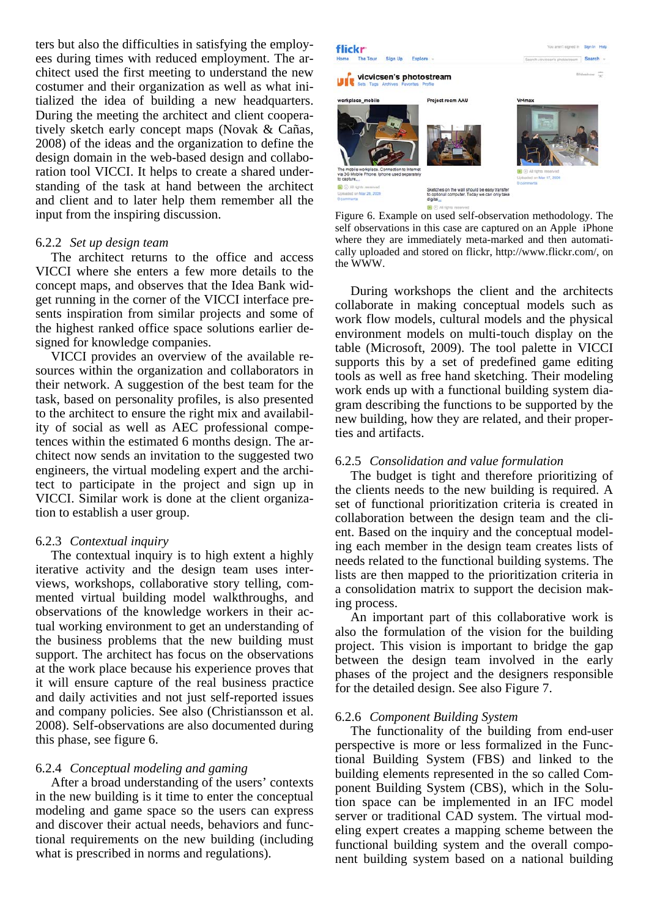ters but also the difficulties in satisfying the employees during times with reduced employment. The architect used the first meeting to understand the new costumer and their organization as well as what initialized the idea of building a new headquarters. During the meeting the architect and client cooperatively sketch early concept maps (Novak & Cañas, 2008) of the ideas and the organization to define the design domain in the web-based design and collaboration tool VICCI. It helps to create a shared understanding of the task at hand between the architect and client and to later help them remember all the input from the inspiring discussion.

### 6.2.2 *Set up design team*

The architect returns to the office and access VICCI where she enters a few more details to the concept maps, and observes that the Idea Bank widget running in the corner of the VICCI interface presents inspiration from similar projects and some of the highest ranked office space solutions earlier designed for knowledge companies.

VICCI provides an overview of the available resources within the organization and collaborators in their network. A suggestion of the best team for the task, based on personality profiles, is also presented to the architect to ensure the right mix and availability of social as well as AEC professional competences within the estimated 6 months design. The architect now sends an invitation to the suggested two engineers, the virtual modeling expert and the architect to participate in the project and sign up in VICCI. Similar work is done at the client organization to establish a user group.

### 6.2.3 *Contextual inquiry*

The contextual inquiry is to high extent a highly iterative activity and the design team uses interviews, workshops, collaborative story telling, commented virtual building model walkthroughs, and observations of the knowledge workers in their actual working environment to get an understanding of the business problems that the new building must support. The architect has focus on the observations at the work place because his experience proves that it will ensure capture of the real business practice and daily activities and not just self-reported issues and company policies. See also (Christiansson et al. 2008). Self-observations are also documented during this phase, see figure 6.

### 6.2.4 *Conceptual modeling and gaming*

After a broad understanding of the users' contexts in the new building is it time to enter the conceptual modeling and game space so the users can express and discover their actual needs, behaviors and functional requirements on the new building (including what is prescribed in norms and regulations).

Figure 6. Example on used self-observation methodology. The self observations in this case are captured on an Apple iPhone where they are immediately meta-marked and then automatically uploaded and stored on flickr, http://www.flickr.com/, on the WWW.

During workshops the client and the architects collaborate in making conceptual models such as work flow models, cultural models and the physical environment models on multi-touch display on the table (Microsoft, 2009). The tool palette in VICCI supports this by a set of predefined game editing tools as well as free hand sketching. Their modeling work ends up with a functional building system diagram describing the functions to be supported by the new building, how they are related, and their properties and artifacts.

### 6.2.5 *Consolidation and value formulation*

The budget is tight and therefore prioritizing of the clients needs to the new building is required. A set of functional prioritization criteria is created in collaboration between the design team and the client. Based on the inquiry and the conceptual modeling each member in the design team creates lists of needs related to the functional building systems. The lists are then mapped to the prioritization criteria in a consolidation matrix to support the decision making process.

An important part of this collaborative work is also the formulation of the vision for the building project. This vision is important to bridge the gap between the design team involved in the early phases of the project and the designers responsible for the detailed design. See also Figure 7.

### 6.2.6 *Component Building System*

The functionality of the building from end-user perspective is more or less formalized in the Functional Building System (FBS) and linked to the building elements represented in the so called Component Building System (CBS), which in the Solution space can be implemented in an IFC model server or traditional CAD system. The virtual modeling expert creates a mapping scheme between the functional building system and the overall component building system based on a national building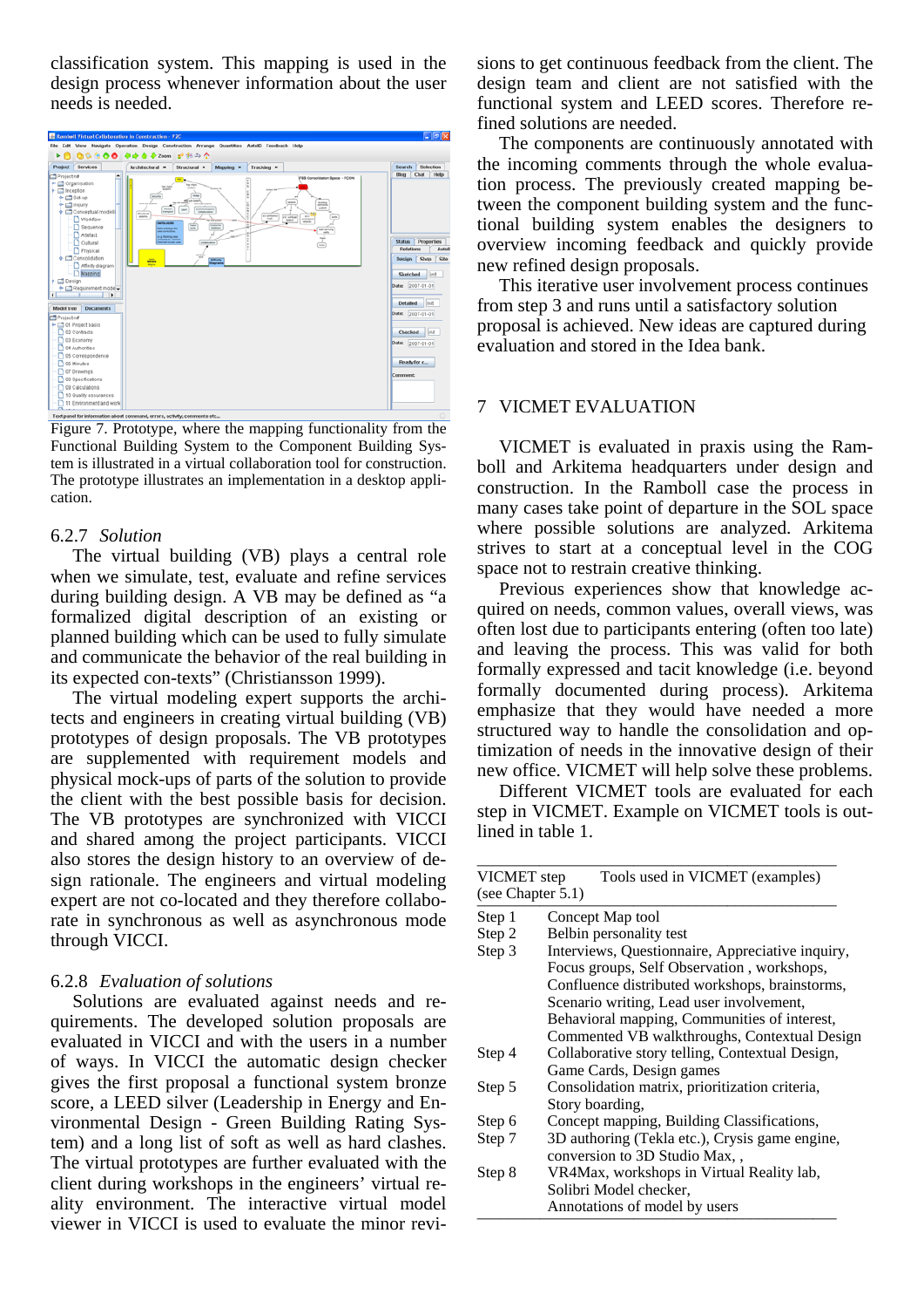classification system. This mapping is used in the design process whenever information about the user needs is needed.

Figure 7. Prototype, where the mapping functionality from the Functional Building System to the Component Building System is illustrated in a virtual collaboration tool for construction. The prototype illustrates an implementation in a desktop application.

### 6.2.7 *Solution*

The virtual building (VB) plays a central role when we simulate, test, evaluate and refine services during building design. A VB may be defined as "a formalized digital description of an existing or planned building which can be used to fully simulate and communicate the behavior of the real building in its expected con-texts" (Christiansson 1999).

The virtual modeling expert supports the architects and engineers in creating virtual building (VB) prototypes of design proposals. The VB prototypes are supplemented with requirement models and physical mock-ups of parts of the solution to provide the client with the best possible basis for decision. The VB prototypes are synchronized with VICCI and shared among the project participants. VICCI also stores the design history to an overview of design rationale. The engineers and virtual modeling expert are not co-located and they therefore collaborate in synchronous as well as asynchronous mode through VICCI.

### 6.2.8 *Evaluation of solutions*

Solutions are evaluated against needs and requirements. The developed solution proposals are evaluated in VICCI and with the users in a number of ways. In VICCI the automatic design checker gives the first proposal a functional system bronze score, a LEED silver (Leadership in Energy and Environmental Design - Green Building Rating System) and a long list of soft as well as hard clashes. The virtual prototypes are further evaluated with the client during workshops in the engineers' virtual reality environment. The interactive virtual model viewer in VICCI is used to evaluate the minor revisions to get continuous feedback from the client. The design team and client are not satisfied with the functional system and LEED scores. Therefore refined solutions are needed.

The components are continuously annotated with the incoming comments through the whole evaluation process. The previously created mapping between the component building system and the functional building system enables the designers to overview incoming feedback and quickly provide new refined design proposals.

This iterative user involvement process continues from step 3 and runs until a satisfactory solution proposal is achieved. New ideas are captured during evaluation and stored in the Idea bank.

## 7 VICMET EVALUATION

VICMET is evaluated in praxis using the Ramboll and Arkitema headquarters under design and construction. In the Ramboll case the process in many cases take point of departure in the SOL space where possible solutions are analyzed. Arkitema strives to start at a conceptual level in the COG space not to restrain creative thinking.

Previous experiences show that knowledge acquired on needs, common values, overall views, was often lost due to participants entering (often too late) and leaving the process. This was valid for both formally expressed and tacit knowledge (i.e. beyond formally documented during process). Arkitema emphasize that they would have needed a more structured way to handle the consolidation and optimization of needs in the innovative design of their new office. VICMET will help solve these problems.

Different VICMET tools are evaluated for each step in VICMET. Example on VICMET tools is outlined in table 1.

| VICMET step (see Chapter 5.1) | Tools used in VICMET (examples) |
|---|---|
| Step 1 | Concept Map tool |
| Step 2 | Belbin personality test |
| Step 3 | Interviews, Questionnaire, Appreciative inquiry, Focus groups, Self Observation , workshops, Confluence distributed workshops, brainstorms, Scenario writing, Lead user involvement, Behavioral mapping, Communities of interest, Commented VB walkthroughs, Contextual Design |
| Step 4 | Collaborative story telling, Contextual Design, Game Cards, Design games |
| Step 5 | Consolidation matrix, prioritization criteria, Story boarding, |
| Step 6 | Concept mapping, Building Classifications, |
| Step 7 | 3D authoring (Tekla etc.), Crysis game engine, conversion to 3D Studio Max, , |
| Step 8 | VR4Max, workshops in Virtual Reality lab, Solibri Model checker, Annotations of model by users |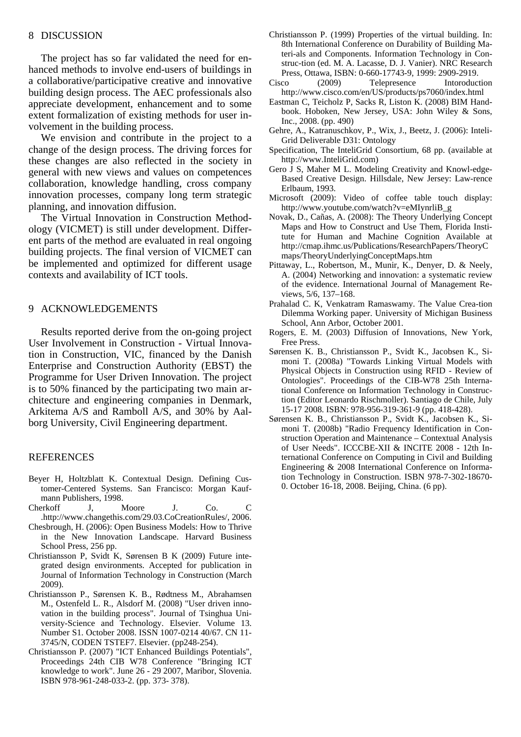## 8 DISCUSSION

The project has so far validated the need for enhanced methods to involve end-users of buildings in a collaborative/participative creative and innovative building design process. The AEC professionals also appreciate development, enhancement and to some extent formalization of existing methods for user involvement in the building process.

We envision and contribute in the project to a change of the design process. The driving forces for these changes are also reflected in the society in general with new views and values on competences collaboration, knowledge handling, cross company innovation processes, company long term strategic planning, and innovation diffusion.

The Virtual Innovation in Construction Methodology (VICMET) is still under development. Different parts of the method are evaluated in real ongoing building projects. The final version of VICMET can be implemented and optimized for different usage contexts and availability of ICT tools.

## 9 ACKNOWLEDGEMENTS

Results reported derive from the on-going project User Involvement in Construction - Virtual Innovation in Construction, VIC, financed by the Danish Enterprise and Construction Authority (EBST) the Programme for User Driven Innovation. The project is to 50% financed by the participating two main architecture and engineering companies in Denmark, Arkitema A/S and Ramboll A/S, and 30% by Aalborg University, Civil Engineering department.

## REFERENCES

Beyer H, Holtzblatt K. Contextual Design. Defining Customer-Centered Systems. San Francisco: Morgan Kaufmann Publishers, 1998.

Cherkoff J, Moore J. Co. C .http://www.changethis.com/29.03.CoCreationRules/, 2006.

Chesbrough, H. (2006): Open Business Models: How to Thrive in the New Innovation Landscape. Harvard Business School Press, 256 pp.

Christiansson P, Svidt K, Sørensen B K (2009) Future integrated design environments. Accepted for publication in Journal of Information Technology in Construction (March 2009).

Christiansson P., Sørensen K. B., Rødtness M., Abrahamsen M., Ostenfeld L. R., Alsdorf M. (2008) "User driven innovation in the building process". Journal of Tsinghua University-Science and Technology. Elsevier. Volume 13. Number S1. October 2008. ISSN 1007-0214 40/67. CN 11-3745/N, CODEN TSTEF7. Elsevier. (pp248-254).

Christiansson P. (2007) "ICT Enhanced Buildings Potentials", Proceedings 24th CIB W78 Conference "Bringing ICT knowledge to work". June 26 - 29 2007, Maribor, Slovenia. ISBN 978-961-248-033-2. (pp. 373- 378).

Christiansson P. (1999) Properties of the virtual building. In: 8th International Conference on Durability of Building Materi-als and Components. Information Technology in Construc-tion (ed. M. A. Lacasse, D. J. Vanier). NRC Research Press, Ottawa, ISBN: 0-660-17743-9, 1999: 2909-2919.

Cisco (2009) Telepresence Intoroduction http://www.cisco.com/en/US/products/ps7060/index.html

Eastman C, Teicholz P, Sacks R, Liston K. (2008) BIM Handbook. Hoboken, New Jersey, USA: John Wiley & Sons, Inc., 2008. (pp. 490)

Gehre, A., Katranuschkov, P., Wix, J., Beetz, J. (2006): InteliGrid Deliverable D31: Ontology

Specification, The InteliGrid Consortium, 68 pp. (available at http://www.InteliGrid.com)

Gero J S, Maher M L. Modeling Creativity and Knowl-edge-Based Creative Design. Hillsdale, New Jersey: Law-rence Erlbaum, 1993.

Microsoft (2009): Video of coffee table touch display: http://www.youtube.com/watch?v=eMIynrliB_g

Novak, D., Cañas, A. (2008): The Theory Underlying Concept Maps and How to Construct and Use Them, Florida Institute for Human and Machine Cognition Available at http://cmap.ihmc.us/Publications/ResearchPapers/TheoryCmaps/TheoryUnderlyingConceptMaps.htm

Pittaway, L., Robertson, M., Munir, K., Denyer, D. & Neely, A. (2004) Networking and innovation: a systematic review of the evidence. International Journal of Management Reviews, 5/6, 137–168.

Prahalad C. K, Venkatram Ramaswamy. The Value Crea-tion Dilemma Working paper. University of Michigan Business School, Ann Arbor, October 2001.

Rogers, E. M. (2003) Diffusion of Innovations, New York, Free Press.

Sørensen K. B., Christiansson P., Svidt K., Jacobsen K., Simoni T. (2008a) "Towards Linking Virtual Models with Physical Objects in Construction using RFID - Review of Ontologies". Proceedings of the CIB-W78 25th International Conference on Information Technology in Construction (Editor Leonardo Rischmoller). Santiago de Chile, July 15-17 2008. ISBN: 978-956-319-361-9 (pp. 418-428).

Sørensen K. B., Christiansson P., Svidt K., Jacobsen K., Simoni T. (2008b) "Radio Frequency Identification in Construction Operation and Maintenance – Contextual Analysis of User Needs". ICCCBE-XII & INCITE 2008 - 12th International Conference on Computing in Civil and Building Engineering & 2008 International Conference on Information Technology in Construction. ISBN 978-7-302-18670-0. October 16-18, 2008. Beijing, China. (6 pp).